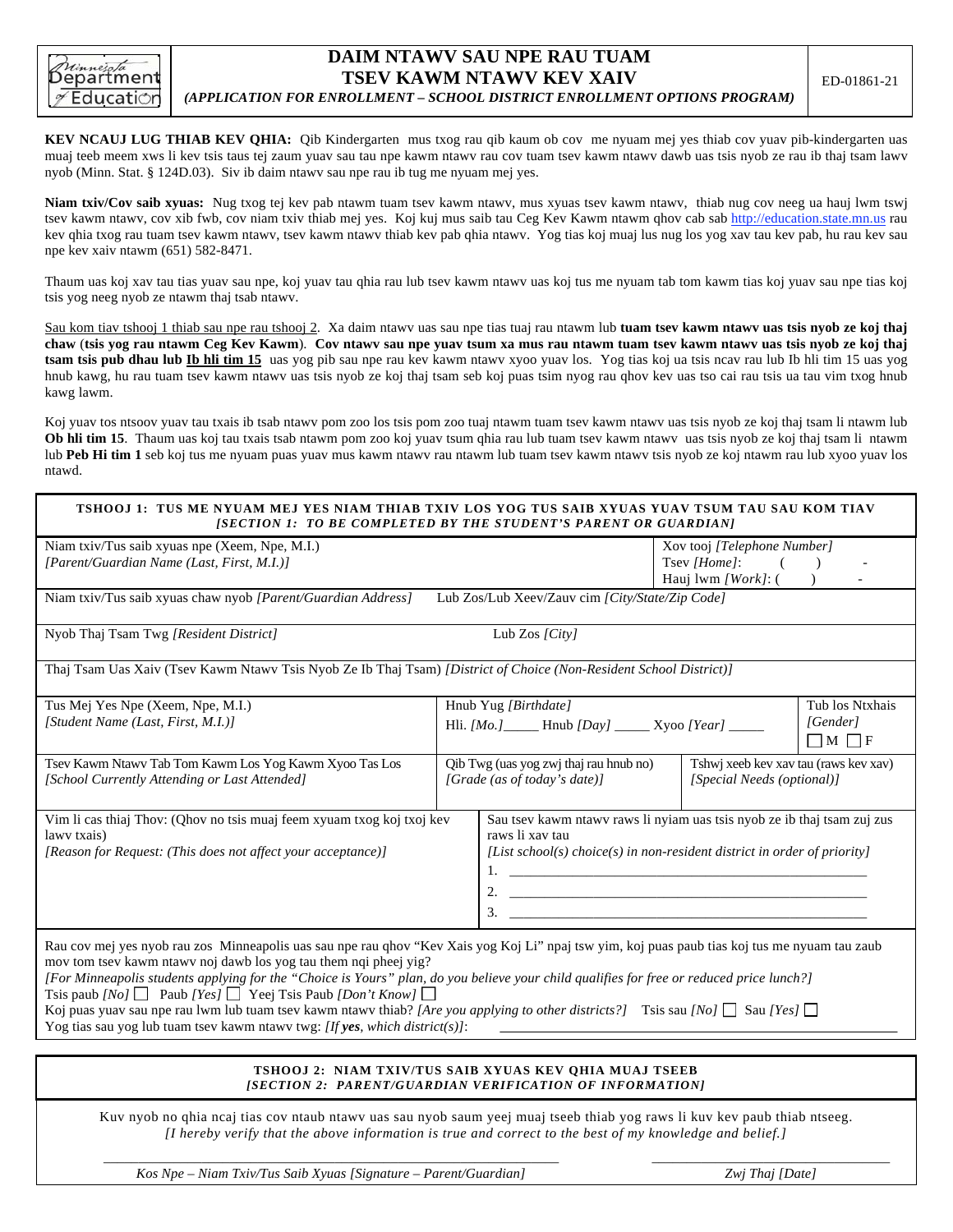Minnesota Department of Education

# DAIM NTAWV SAU NPE RAU TUAM TSEV KAWM NTAWV KEV XAIV

*(APPLICATION FOR ENROLLMENT – SCHOOL DISTRICT ENROLLMENT OPTIONS PROGRAM)*

ED-01861-21

**KEV NCAUJ LUG THIAB KEV QHIA:** Qib Kindergarten mus txog rau qib kaum ob cov me nyuam mej yes thiab cov yuav pib-kindergarten uas muaj teeb meem xws li kev tsis taus tej zaum yuav sau tau npe kawm ntawv rau cov tuam tsev kawm ntawv dawb uas tsis nyob ze rau ib thaj tsam lawv nyob (Minn. Stat. § 124D.03). Siv ib daim ntawv sau npe rau ib tug me nyuam mej yes.

**Niam txiv/Cov saib xyuas:** Nug txog tej kev pab ntawm tuam tsev kawm ntawv, mus xyuas tsev kawm ntawv, thiab nug cov neeg ua hauj lwm tswj tsev kawm ntawv, cov xib fwb, cov niam txiv thiab mej yes. Koj kuj mus saib tau Ceg Kev Kawm ntawm qhov cab sab http://education.state.mn.us rau kev qhia txog rau tuam tsev kawm ntawv, tsev kawm ntawv thiab kev pab qhia ntawv. Yog tias koj muaj lus nug los yog xav tau kev pab, hu rau kev sau npe kev xaiv ntawm (651) 582-8471.

Thaum uas koj xav tau tias yuav sau npe, koj yuav tau qhia rau lub tsev kawm ntawv uas koj tus me nyuam tab tom kawm tias koj yuav sau npe tias koj tsis yog neeg nyob ze ntawm thaj tsab ntawv.

Sau kom tiav tshooj 1 thiab sau npe rau tshooj 2. Xa daim ntawv uas sau npe tias tuaj rau ntawm lub **tuam tsev kawm ntawv uas tsis nyob ze koj thaj chaw** (**tsis yog rau ntawm Ceg Kev Kawm**). **Cov ntawv sau npe yuav tsum xa mus rau ntawm tuam tsev kawm ntawv uas tsis nyob ze koj thaj tsam tsis pub dhau lub Ib hli tim 15** uas yog pib sau npe rau kev kawm ntawv xyoo yuav los. Yog tias koj ua tsis ncav rau lub Ib hli tim 15 uas yog hnub kawg, hu rau tuam tsev kawm ntawv uas tsis nyob ze koj thaj tsam seb koj puas tsim nyog rau qhov kev uas tso cai rau tsis ua tau vim txog hnub kawg lawm.

Koj yuav tos ntsoov yuav tau txais ib tsab ntawv pom zoo los tsis pom zoo tuaj ntawm tuam tsev kawm ntawv uas tsis nyob ze koj thaj tsam li ntawm lub **Ob hli tim 15**. Thaum uas koj tau txais tsab ntawm pom zoo koj yuav tsum qhia rau lub tuam tsev kawm ntawv uas tsis nyob ze koj thaj tsam li ntawm lub **Peb Hi tim 1** seb koj tus me nyuam puas yuav mus kawm ntawv rau ntawm lub tuam tsev kawm ntawv tsis nyob ze koj ntawm rau lub xyoo yuav los ntawd.

## TSHOOJ 1: TUS ME NYUAM MEJ YES NIAM THIAB TXIV LOS YOG TUS SAIB XYUAS YUAV TSUM TAU SAU KOM TIAV
*[SECTION 1: TO BE COMPLETED BY THE STUDENT'S PARENT OR GUARDIAN]*

| | | |
|---|---|---|
| Niam txiv/Tus saib xyuas npe (Xeem, Npe, M.I.) *[Parent/Guardian Name (Last, First, M.I.)]* | | Xov tooj *[Telephone Number]* Tsev *[Home]*: ( ) - Hauj lwm *[Work]*: ( ) - |
| Niam txiv/Tus saib xyuas chaw nyob *[Parent/Guardian Address]* | Lub Zos/Lub Xeev/Zauv cim *[City/State/Zip Code]* | |
| Nyob Thaj Tsam Twg *[Resident District]* | Lub Zos *[City]* | |
| Thaj Tsam Uas Xaiv (Tsev Kawm Ntawv Tsis Nyob Ze Ib Thaj Tsam) *[District of Choice (Non-Resident School District)]* | | |
| Tus Mej Yes Npe (Xeem, Npe, M.I.) *[Student Name (Last, First, M.I.)]* | Hnub Yug *[Birthdate]* Hli. *[Mo.]*_____ Hnub *[Day]* _____ Xyoo *[Year]* _____ | Tub los Ntxhais *[Gender]* ☐ M ☐ F |
| Tsev Kawm Ntawv Tab Tom Kawm Los Yog Kawm Xyoo Tas Los *[School Currently Attending or Last Attended]* | Qib Twg (uas yog zwj thaj rau hnub no) *[Grade (as of today's date)]* | Tshwj xeeb kev xav tau (raws kev xav) *[Special Needs (optional)]* |
| Vim li cas thiaj Thov: (Qhov no tsis muaj feem xyuam txog koj txoj kev lawv txais) *[Reason for Request: (This does not affect your acceptance)]* | Sau tsev kawm ntawv raws li nyiam uas tsis nyob ze ib thaj tsam zuj zus raws li xav tau *[List school(s) choice(s) in non-resident district in order of priority]* 1. ______ 2. ______ 3. ______ | |

Rau cov mej yes nyob rau zos Minneapolis uas sau npe rau qhov "Kev Xaiv yog Koj Li" npaj tsw yim, koj puas paub tias koj tus me nyuam tau zaub mov tom tsev kawm ntawv noj dawb los yog tau them nqi pheej yig?
*[For Minneapolis students applying for the "Choice is Yours" plan, do you believe your child qualifies for free or reduced price lunch?]*
Tsis paub *[No]* ☐ Paub *[Yes]* ☐ Yeej Tsis Paub *[Don't Know]* ☐
Koj puas yuav sau npe rau lwm lub tuam tsev kawm ntawv thiab? *[Are you applying to other districts?]* Tsis sau *[No]* ☐ Sau *[Yes]* ☐
Yog tias sau yog lub tuam tsev kawm ntawv twg: *[If **yes**, which district(s)]*: ______________________

## TSHOOJ 2: NIAM TXIV/TUS SAIB XYUAS KEV QHIA MUAJ TSEEB
*[SECTION 2: PARENT/GUARDIAN VERIFICATION OF INFORMATION]*

Kuv nyob no qhia ncaj tias cov ntaub ntawv uas sau nyob saum yeej muaj tseeb thiab yog raws li kuv kev paub thiab ntseeg.
*[I hereby verify that the above information is true and correct to the best of my knowledge and belief.]*

______________________________ Kos Npe – Niam Txiv/Tus Saib Xyuas *[Signature – Parent/Guardian]*

______________________________ Zwj Thaj *[Date]*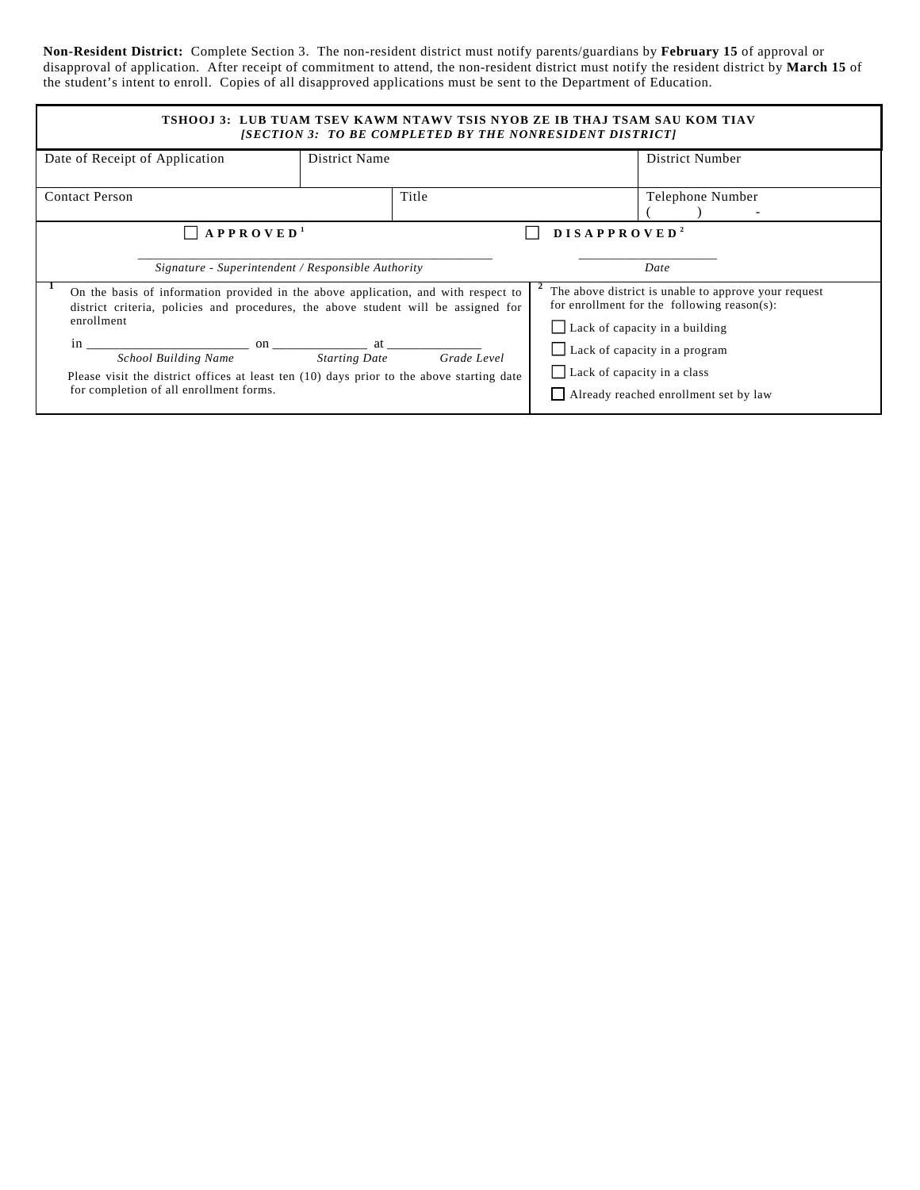**Non-Resident District:** Complete Section 3. The non-resident district must notify parents/guardians by **February 15** of approval or disapproval of application. After receipt of commitment to attend, the non-resident district must notify the resident district by **March 15** of the student's intent to enroll. Copies of all disapproved applications must be sent to the Department of Education.

**TSHOOJ 3: LUB TUAM TSEV KAWM NTAWV TSIS NYOB ZE IB THAJ TSAM SAU KOM TIAV**
***[SECTION 3: TO BE COMPLETED BY THE NONRESIDENT DISTRICT]***

| | | |
|---|---|---|
| Date of Receipt of Application | District Name | District Number |
| Contact Person | Title | Telephone Number<br>( ) - |

☐ **APPROVED** [1] ☐ **DISAPPROVED** [2]

______________________________________________
*Signature - Superintendent / Responsible Authority*

____________________
*Date*

[1] On the basis of information provided in the above application, and with respect to district criteria, policies and procedures, the above student will be assigned for enrollment

in ________________________ on ______________ at ______________
*School Building Name* *Starting Date* *Grade Level*

Please visit the district offices at least ten (10) days prior to the above starting date for completion of all enrollment forms.

[2] The above district is unable to approve your request for enrollment for the following reason(s):

- ☐ Lack of capacity in a building
- ☐ Lack of capacity in a program
- ☐ Lack of capacity in a class
- ☐ Already reached enrollment set by law